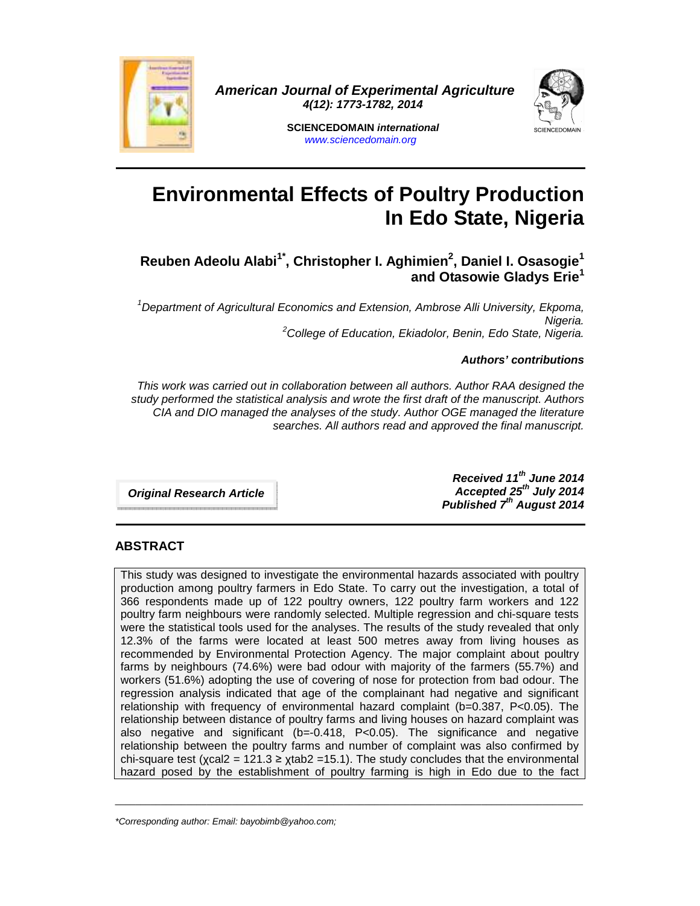# Environmental Effects of Poultry Production In Edo State, Nigeria

**Reuben Adeolu Alabi[1*], Christopher I. Aghimien[2], Daniel I. Osasogie[1] and Otasowie Gladys Erie[1]**

*[1]Department of Agricultural Economics and Extension, Ambrose Alli University, Ekpoma, Nigeria.*
*[2]College of Education, Ekiadolor, Benin, Edo State, Nigeria.*

***Authors' contributions***

*This work was carried out in collaboration between all authors. Author RAA designed the study performed the statistical analysis and wrote the first draft of the manuscript. Authors CIA and DIO managed the analyses of the study. Author OGE managed the literature searches. All authors read and approved the final manuscript.*

***Original Research Article***

***Received 11th June 2014***
***Accepted 25th July 2014***
***Published 7th August 2014***

## ABSTRACT

This study was designed to investigate the environmental hazards associated with poultry production among poultry farmers in Edo State. To carry out the investigation, a total of 366 respondents made up of 122 poultry owners, 122 poultry farm workers and 122 poultry farm neighbours were randomly selected. Multiple regression and chi-square tests were the statistical tools used for the analyses. The results of the study revealed that only 12.3% of the farms were located at least 500 metres away from living houses as recommended by Environmental Protection Agency. The major complaint about poultry farms by neighbours (74.6%) were bad odour with majority of the farmers (55.7%) and workers (51.6%) adopting the use of covering of nose for protection from bad odour. The regression analysis indicated that age of the complainant had negative and significant relationship with frequency of environmental hazard complaint (b=0.387, P<0.05). The relationship between distance of poultry farms and living houses on hazard complaint was also negative and significant (b=-0.418, P<0.05). The significance and negative relationship between the poultry farms and number of complaint was also confirmed by chi-square test ($\chi cal2 = 121.3 \geq \chi tab2 = 15.1$). The study concludes that the environmental hazard posed by the establishment of poultry farming is high in Edo due to the fact

---

*\*Corresponding author: Email: bayobimb@yahoo.com;*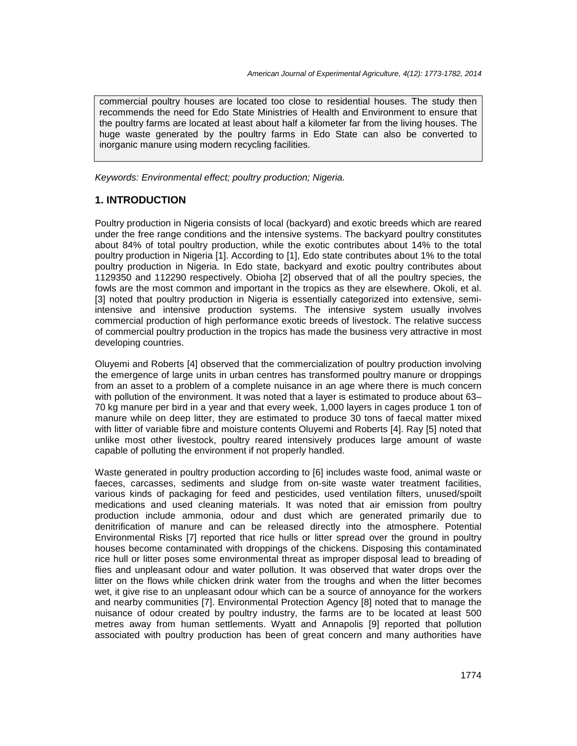commercial poultry houses are located too close to residential houses. The study then recommends the need for Edo State Ministries of Health and Environment to ensure that the poultry farms are located at least about half a kilometer far from the living houses. The huge waste generated by the poultry farms in Edo State can also be converted to inorganic manure using modern recycling facilities.

*Keywords: Environmental effect; poultry production; Nigeria.*

## 1. INTRODUCTION

Poultry production in Nigeria consists of local (backyard) and exotic breeds which are reared under the free range conditions and the intensive systems. The backyard poultry constitutes about 84% of total poultry production, while the exotic contributes about 14% to the total poultry production in Nigeria [1]. According to [1], Edo state contributes about 1% to the total poultry production in Nigeria. In Edo state, backyard and exotic poultry contributes about 1129350 and 112290 respectively. Obioha [2] observed that of all the poultry species, the fowls are the most common and important in the tropics as they are elsewhere. Okoli, et al. [3] noted that poultry production in Nigeria is essentially categorized into extensive, semi-intensive and intensive production systems. The intensive system usually involves commercial production of high performance exotic breeds of livestock. The relative success of commercial poultry production in the tropics has made the business very attractive in most developing countries.

Oluyemi and Roberts [4] observed that the commercialization of poultry production involving the emergence of large units in urban centres has transformed poultry manure or droppings from an asset to a problem of a complete nuisance in an age where there is much concern with pollution of the environment. It was noted that a layer is estimated to produce about 63–70 kg manure per bird in a year and that every week, 1,000 layers in cages produce 1 ton of manure while on deep litter, they are estimated to produce 30 tons of faecal matter mixed with litter of variable fibre and moisture contents Oluyemi and Roberts [4]. Ray [5] noted that unlike most other livestock, poultry reared intensively produces large amount of waste capable of polluting the environment if not properly handled.

Waste generated in poultry production according to [6] includes waste food, animal waste or faeces, carcasses, sediments and sludge from on-site waste water treatment facilities, various kinds of packaging for feed and pesticides, used ventilation filters, unused/spoilt medications and used cleaning materials. It was noted that air emission from poultry production include ammonia, odour and dust which are generated primarily due to denitrification of manure and can be released directly into the atmosphere. Potential Environmental Risks [7] reported that rice hulls or litter spread over the ground in poultry houses become contaminated with droppings of the chickens. Disposing this contaminated rice hull or litter poses some environmental threat as improper disposal lead to breading of flies and unpleasant odour and water pollution. It was observed that water drops over the litter on the flows while chicken drink water from the troughs and when the litter becomes wet, it give rise to an unpleasant odour which can be a source of annoyance for the workers and nearby communities [7]. Environmental Protection Agency [8] noted that to manage the nuisance of odour created by poultry industry, the farms are to be located at least 500 metres away from human settlements. Wyatt and Annapolis [9] reported that pollution associated with poultry production has been of great concern and many authorities have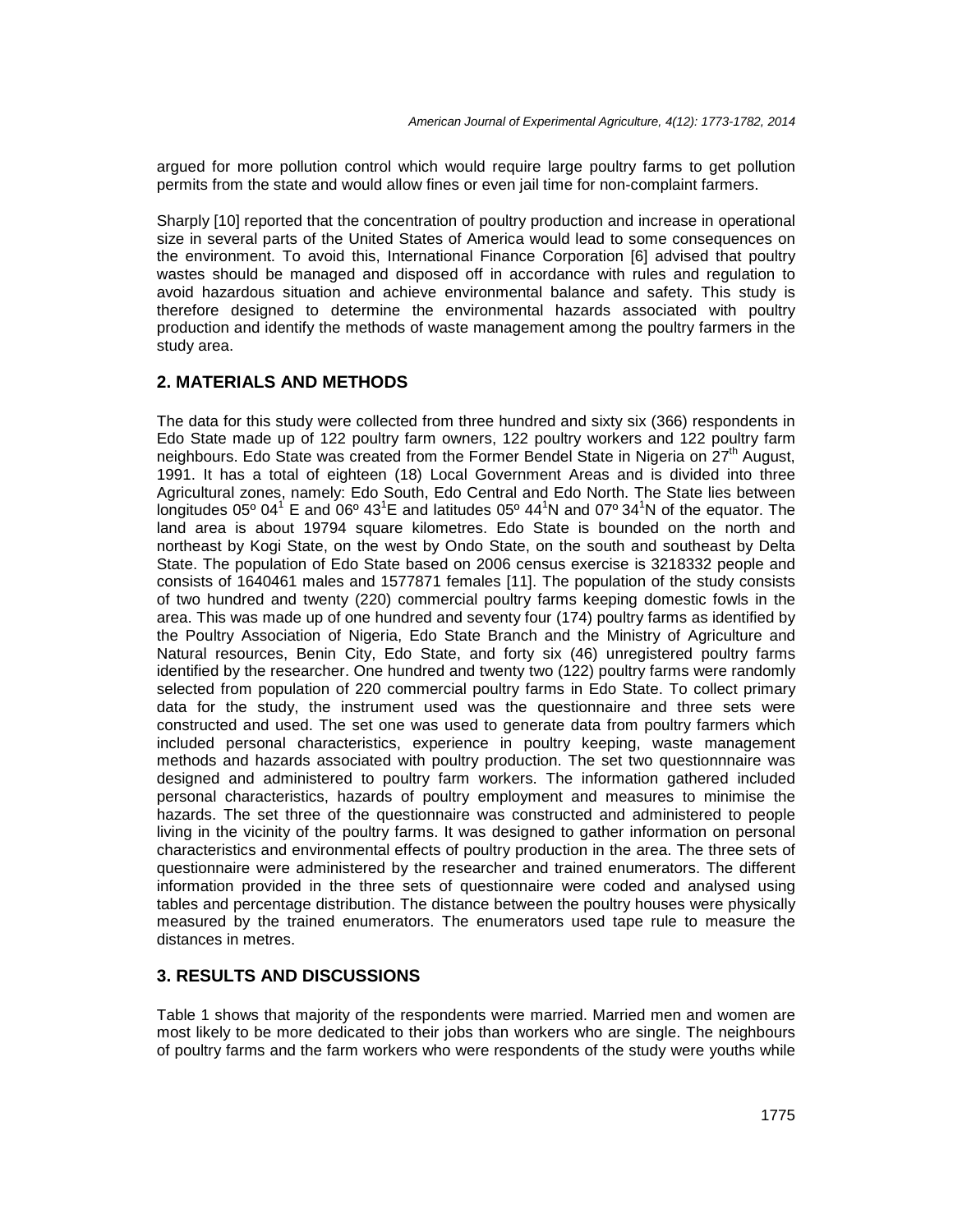argued for more pollution control which would require large poultry farms to get pollution permits from the state and would allow fines or even jail time for non-complaint farmers.

Sharply [10] reported that the concentration of poultry production and increase in operational size in several parts of the United States of America would lead to some consequences on the environment. To avoid this, International Finance Corporation [6] advised that poultry wastes should be managed and disposed off in accordance with rules and regulation to avoid hazardous situation and achieve environmental balance and safety. This study is therefore designed to determine the environmental hazards associated with poultry production and identify the methods of waste management among the poultry farmers in the study area.

## 2. MATERIALS AND METHODS

The data for this study were collected from three hundred and sixty six (366) respondents in Edo State made up of 122 poultry farm owners, 122 poultry workers and 122 poultry farm neighbours. Edo State was created from the Former Bendel State in Nigeria on 27th August, 1991. It has a total of eighteen (18) Local Government Areas and is divided into three Agricultural zones, namely: Edo South, Edo Central and Edo North. The State lies between longitudes 05º 04' E and 06º 43'E and latitudes 05º 44'N and 07º 34'N of the equator. The land area is about 19794 square kilometres. Edo State is bounded on the north and northeast by Kogi State, on the west by Ondo State, on the south and southeast by Delta State. The population of Edo State based on 2006 census exercise is 3218332 people and consists of 1640461 males and 1577871 females [11]. The population of the study consists of two hundred and twenty (220) commercial poultry farms keeping domestic fowls in the area. This was made up of one hundred and seventy four (174) poultry farms as identified by the Poultry Association of Nigeria, Edo State Branch and the Ministry of Agriculture and Natural resources, Benin City, Edo State, and forty six (46) unregistered poultry farms identified by the researcher. One hundred and twenty two (122) poultry farms were randomly selected from population of 220 commercial poultry farms in Edo State. To collect primary data for the study, the instrument used was the questionnaire and three sets were constructed and used. The set one was used to generate data from poultry farmers which included personal characteristics, experience in poultry keeping, waste management methods and hazards associated with poultry production. The set two questionnnaire was designed and administered to poultry farm workers. The information gathered included personal characteristics, hazards of poultry employment and measures to minimise the hazards. The set three of the questionnaire was constructed and administered to people living in the vicinity of the poultry farms. It was designed to gather information on personal characteristics and environmental effects of poultry production in the area. The three sets of questionnaire were administered by the researcher and trained enumerators. The different information provided in the three sets of questionnaire were coded and analysed using tables and percentage distribution. The distance between the poultry houses were physically measured by the trained enumerators. The enumerators used tape rule to measure the distances in metres.

## 3. RESULTS AND DISCUSSIONS

Table 1 shows that majority of the respondents were married. Married men and women are most likely to be more dedicated to their jobs than workers who are single. The neighbours of poultry farms and the farm workers who were respondents of the study were youths while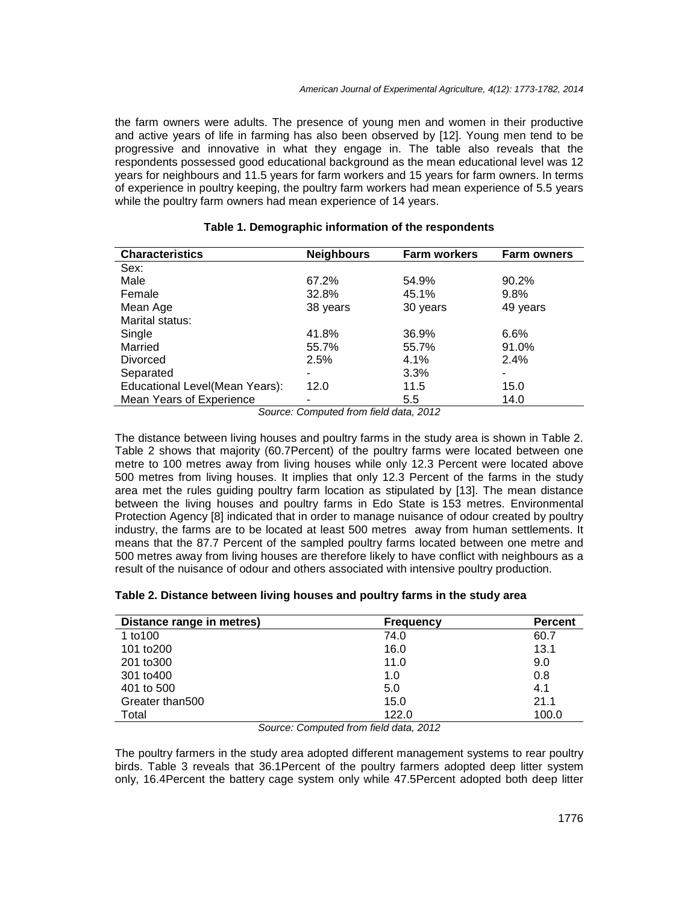the farm owners were adults. The presence of young men and women in their productive and active years of life in farming has also been observed by [12]. Young men tend to be progressive and innovative in what they engage in. The table also reveals that the respondents possessed good educational background as the mean educational level was 12 years for neighbours and 11.5 years for farm workers and 15 years for farm owners. In terms of experience in poultry keeping, the poultry farm workers had mean experience of 5.5 years while the poultry farm owners had mean experience of 14 years.

**Table 1. Demographic information of the respondents**

| Characteristics | Neighbours | Farm workers | Farm owners |
|---|---|---|---|
| Sex: | | | |
| Male | 67.2% | 54.9% | 90.2% |
| Female | 32.8% | 45.1% | 9.8% |
| Mean Age | 38 years | 30 years | 49 years |
| Marital status: | | | |
| Single | 41.8% | 36.9% | 6.6% |
| Married | 55.7% | 55.7% | 91.0% |
| Divorced | 2.5% | 4.1% | 2.4% |
| Separated | - | 3.3% | - |
| Educational Level(Mean Years): | 12.0 | 11.5 | 15.0 |
| Mean Years of Experience | - | 5.5 | 14.0 |

*Source: Computed from field data, 2012*

The distance between living houses and poultry farms in the study area is shown in Table 2. Table 2 shows that majority (60.7Percent) of the poultry farms were located between one metre to 100 metres away from living houses while only 12.3 Percent were located above 500 metres from living houses. It implies that only 12.3 Percent of the farms in the study area met the rules guiding poultry farm location as stipulated by [13]. The mean distance between the living houses and poultry farms in Edo State is 153 metres. Environmental Protection Agency [8] indicated that in order to manage nuisance of odour created by poultry industry, the farms are to be located at least 500 metres away from human settlements. It means that the 87.7 Percent of the sampled poultry farms located between one metre and 500 metres away from living houses are therefore likely to have conflict with neighbours as a result of the nuisance of odour and others associated with intensive poultry production.

**Table 2. Distance between living houses and poultry farms in the study area**

| Distance range in metres) | Frequency | Percent |
|---|---|---|
| 1 to100 | 74.0 | 60.7 |
| 101 to200 | 16.0 | 13.1 |
| 201 to300 | 11.0 | 9.0 |
| 301 to400 | 1.0 | 0.8 |
| 401 to 500 | 5.0 | 4.1 |
| Greater than500 | 15.0 | 21.1 |
| Total | 122.0 | 100.0 |

*Source: Computed from field data, 2012*

The poultry farmers in the study area adopted different management systems to rear poultry birds. Table 3 reveals that 36.1Percent of the poultry farmers adopted deep litter system only, 16.4Percent the battery cage system only while 47.5Percent adopted both deep litter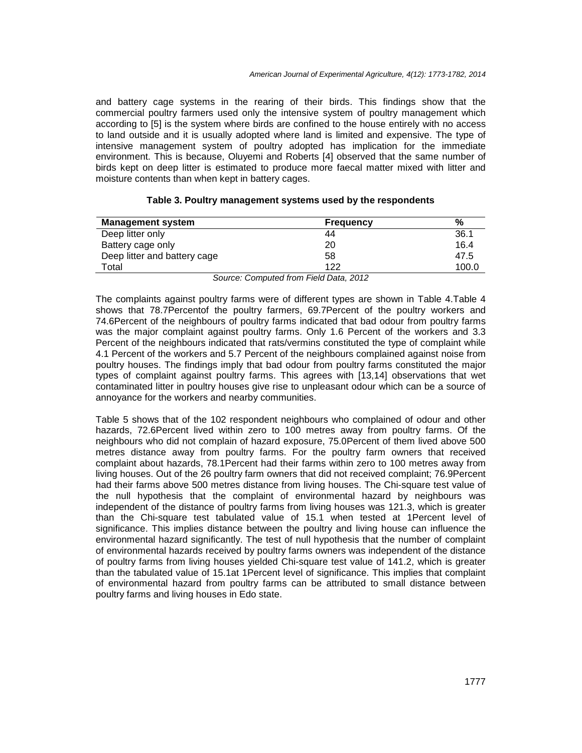and battery cage systems in the rearing of their birds. This findings show that the commercial poultry farmers used only the intensive system of poultry management which according to [5] is the system where birds are confined to the house entirely with no access to land outside and it is usually adopted where land is limited and expensive. The type of intensive management system of poultry adopted has implication for the immediate environment. This is because, Oluyemi and Roberts [4] observed that the same number of birds kept on deep litter is estimated to produce more faecal matter mixed with litter and moisture contents than when kept in battery cages.

**Table 3. Poultry management systems used by the respondents**

| Management system | Frequency | % |
|---|---|---|
| Deep litter only | 44 | 36.1 |
| Battery cage only | 20 | 16.4 |
| Deep litter and battery cage | 58 | 47.5 |
| Total | 122 | 100.0 |

*Source: Computed from Field Data, 2012*

The complaints against poultry farms were of different types are shown in Table 4.Table 4 shows that 78.7Percentof the poultry farmers, 69.7Percent of the poultry workers and 74.6Percent of the neighbours of poultry farms indicated that bad odour from poultry farms was the major complaint against poultry farms. Only 1.6 Percent of the workers and 3.3 Percent of the neighbours indicated that rats/vermins constituted the type of complaint while 4.1 Percent of the workers and 5.7 Percent of the neighbours complained against noise from poultry houses. The findings imply that bad odour from poultry farms constituted the major types of complaint against poultry farms. This agrees with [13,14] observations that wet contaminated litter in poultry houses give rise to unpleasant odour which can be a source of annoyance for the workers and nearby communities.

Table 5 shows that of the 102 respondent neighbours who complained of odour and other hazards, 72.6Percent lived within zero to 100 metres away from poultry farms. Of the neighbours who did not complain of hazard exposure, 75.0Percent of them lived above 500 metres distance away from poultry farms. For the poultry farm owners that received complaint about hazards, 78.1Percent had their farms within zero to 100 metres away from living houses. Out of the 26 poultry farm owners that did not received complaint; 76.9Percent had their farms above 500 metres distance from living houses. The Chi-square test value of the null hypothesis that the complaint of environmental hazard by neighbours was independent of the distance of poultry farms from living houses was 121.3, which is greater than the Chi-square test tabulated value of 15.1 when tested at 1Percent level of significance. This implies distance between the poultry and living house can influence the environmental hazard significantly. The test of null hypothesis that the number of complaint of environmental hazards received by poultry farms owners was independent of the distance of poultry farms from living houses yielded Chi-square test value of 141.2, which is greater than the tabulated value of 15.1at 1Percent level of significance. This implies that complaint of environmental hazard from poultry farms can be attributed to small distance between poultry farms and living houses in Edo state.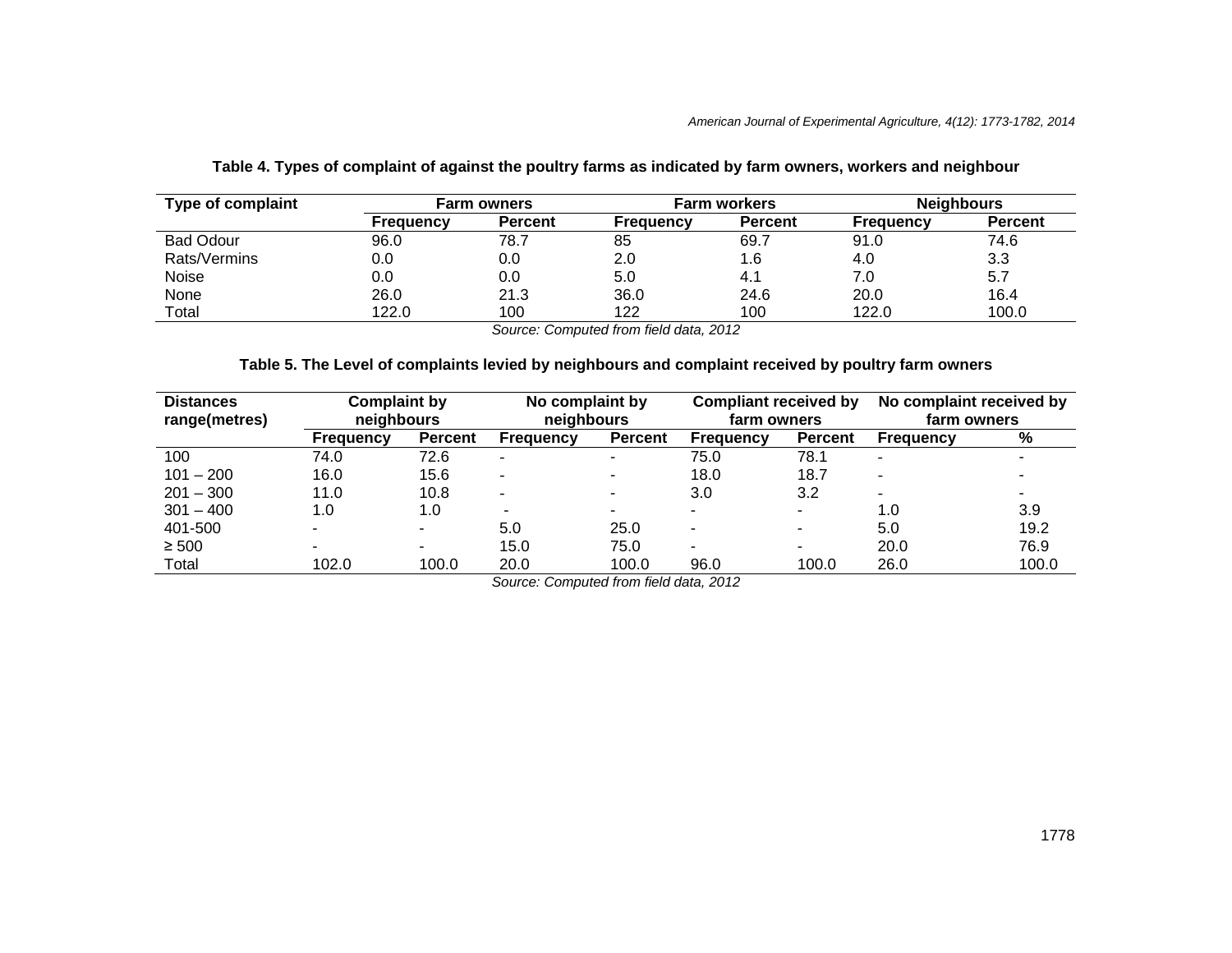**Table 4. Types of complaint of against the poultry farms as indicated by farm owners, workers and neighbour**

| Type of complaint | Farm owners | | Farm workers | | Neighbours | |
|---|---|---|---|---|---|---|
| | Frequency | Percent | Frequency | Percent | Frequency | Percent |
| Bad Odour | 96.0 | 78.7 | 85 | 69.7 | 91.0 | 74.6 |
| Rats/Vermins | 0.0 | 0.0 | 2.0 | 1.6 | 4.0 | 3.3 |
| Noise | 0.0 | 0.0 | 5.0 | 4.1 | 7.0 | 5.7 |
| None | 26.0 | 21.3 | 36.0 | 24.6 | 20.0 | 16.4 |
| Total | 122.0 | 100 | 122 | 100 | 122.0 | 100.0 |

*Source: Computed from field data, 2012*

**Table 5. The Level of complaints levied by neighbours and complaint received by poultry farm owners**

| Distances range(metres) | Complaint by neighbours | | No complaint by neighbours | | Compliant received by farm owners | | No complaint received by farm owners | |
|---|---|---|---|---|---|---|---|---|
| | Frequency | Percent | Frequency | Percent | Frequency | Percent | Frequency | % |
| 100 | 74.0 | 72.6 | - | - | 75.0 | 78.1 | - | - |
| 101 – 200 | 16.0 | 15.6 | - | - | 18.0 | 18.7 | - | - |
| 201 – 300 | 11.0 | 10.8 | - | - | 3.0 | 3.2 | - | - |
| 301 – 400 | 1.0 | 1.0 | - | - | - | - | 1.0 | 3.9 |
| 401-500 | - | - | 5.0 | 25.0 | - | - | 5.0 | 19.2 |
| ≥ 500 | - | - | 15.0 | 75.0 | - | - | 20.0 | 76.9 |
| Total | 102.0 | 100.0 | 20.0 | 100.0 | 96.0 | 100.0 | 26.0 | 100.0 |

*Source: Computed from field data, 2012*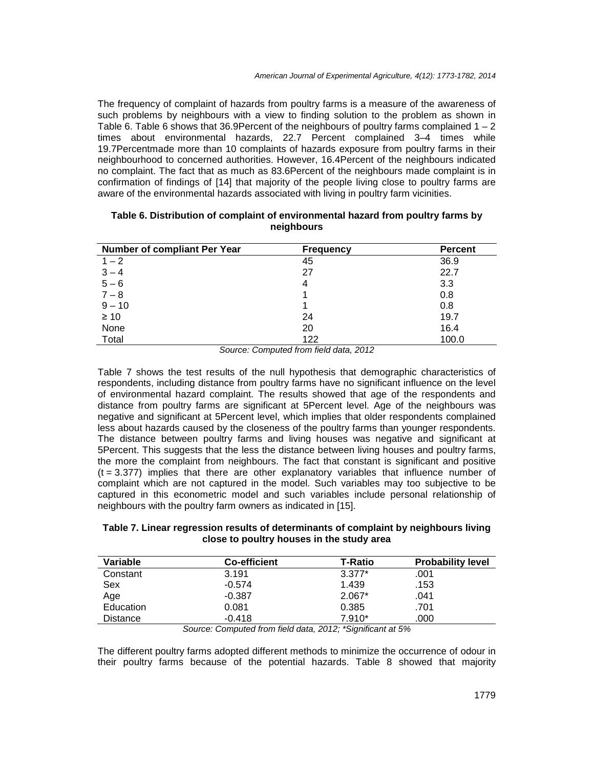The frequency of complaint of hazards from poultry farms is a measure of the awareness of such problems by neighbours with a view to finding solution to the problem as shown in Table 6. Table 6 shows that 36.9Percent of the neighbours of poultry farms complained 1 – 2 times about environmental hazards, 22.7 Percent complained 3–4 times while 19.7Percentmade more than 10 complaints of hazards exposure from poultry farms in their neighbourhood to concerned authorities. However, 16.4Percent of the neighbours indicated no complaint. The fact that as much as 83.6Percent of the neighbours made complaint is in confirmation of findings of [14] that majority of the people living close to poultry farms are aware of the environmental hazards associated with living in poultry farm vicinities.

**Table 6. Distribution of complaint of environmental hazard from poultry farms by neighbours**

| Number of compliant Per Year | Frequency | Percent |
|---|---|---|
| 1 – 2 | 45 | 36.9 |
| 3 – 4 | 27 | 22.7 |
| 5 – 6 | 4 | 3.3 |
| 7 – 8 | 1 | 0.8 |
| 9 – 10 | 1 | 0.8 |
| ≥ 10 | 24 | 19.7 |
| None | 20 | 16.4 |
| Total | 122 | 100.0 |

*Source: Computed from field data, 2012*

Table 7 shows the test results of the null hypothesis that demographic characteristics of respondents, including distance from poultry farms have no significant influence on the level of environmental hazard complaint. The results showed that age of the respondents and distance from poultry farms are significant at 5Percent level. Age of the neighbours was negative and significant at 5Percent level, which implies that older respondents complained less about hazards caused by the closeness of the poultry farms than younger respondents. The distance between poultry farms and living houses was negative and significant at 5Percent. This suggests that the less the distance between living houses and poultry farms, the more the complaint from neighbours. The fact that constant is significant and positive (t = 3.377) implies that there are other explanatory variables that influence number of complaint which are not captured in the model. Such variables may too subjective to be captured in this econometric model and such variables include personal relationship of neighbours with the poultry farm owners as indicated in [15].

**Table 7. Linear regression results of determinants of complaint by neighbours living close to poultry houses in the study area**

| Variable | Co-efficient | T-Ratio | Probability level |
|---|---|---|---|
| Constant | 3.191 | 3.377* | .001 |
| Sex | -0.574 | 1.439 | .153 |
| Age | -0.387 | 2.067* | .041 |
| Education | 0.081 | 0.385 | .701 |
| Distance | -0.418 | 7.910* | .000 |

*Source: Computed from field data, 2012; *Significant at 5%*

The different poultry farms adopted different methods to minimize the occurrence of odour in their poultry farms because of the potential hazards. Table 8 showed that majority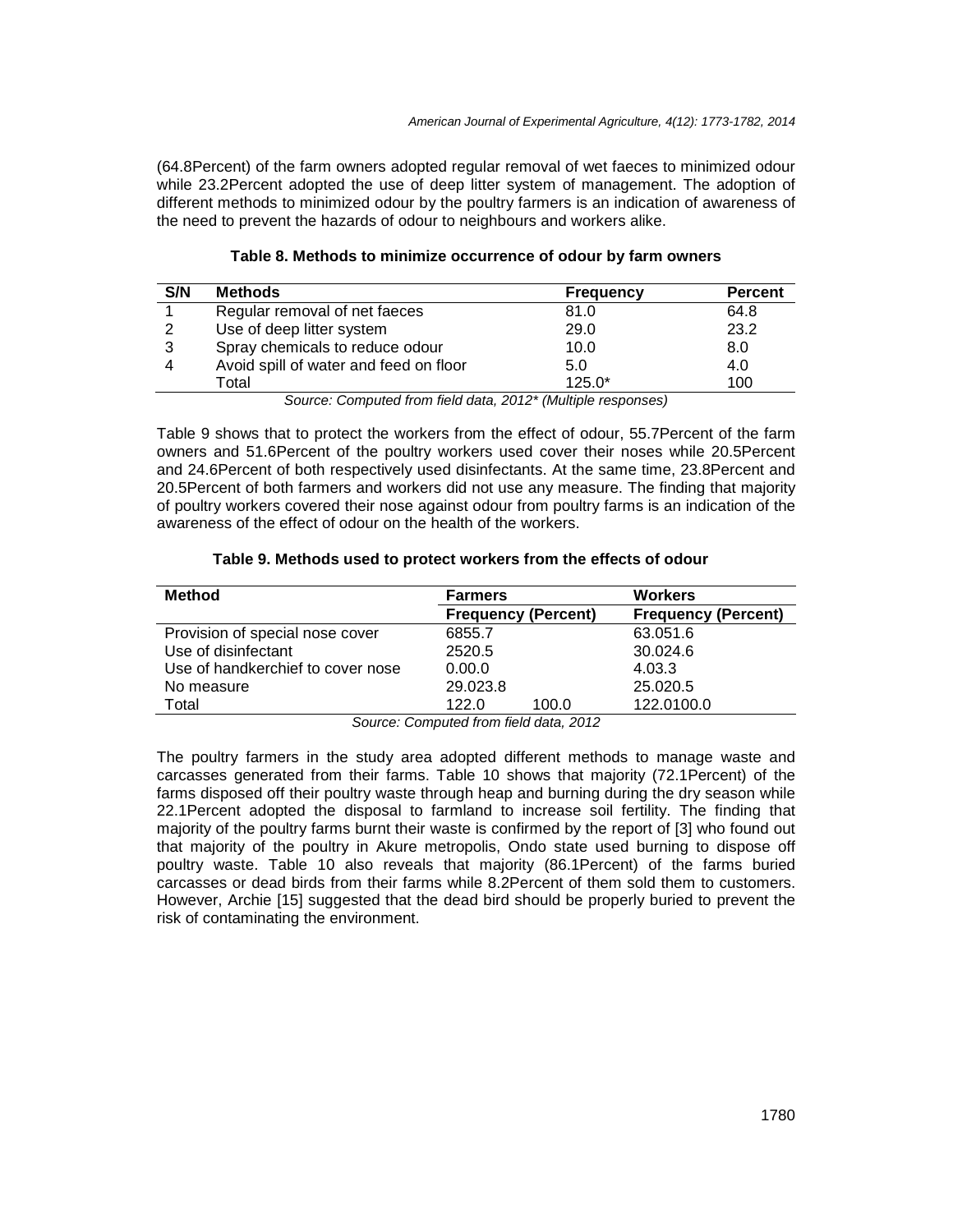(64.8Percent) of the farm owners adopted regular removal of wet faeces to minimized odour while 23.2Percent adopted the use of deep litter system of management. The adoption of different methods to minimized odour by the poultry farmers is an indication of awareness of the need to prevent the hazards of odour to neighbours and workers alike.

**Table 8. Methods to minimize occurrence of odour by farm owners**

| S/N | Methods | Frequency | Percent |
|---|---|---|---|
| 1 | Regular removal of net faeces | 81.0 | 64.8 |
| 2 | Use of deep litter system | 29.0 | 23.2 |
| 3 | Spray chemicals to reduce odour | 10.0 | 8.0 |
| 4 | Avoid spill of water and feed on floor | 5.0 | 4.0 |
| | Total | 125.0* | 100 |

*Source: Computed from field data, 2012* (Multiple responses)*

Table 9 shows that to protect the workers from the effect of odour, 55.7Percent of the farm owners and 51.6Percent of the poultry workers used cover their noses while 20.5Percent and 24.6Percent of both respectively used disinfectants. At the same time, 23.8Percent and 20.5Percent of both farmers and workers did not use any measure. The finding that majority of poultry workers covered their nose against odour from poultry farms is an indication of the awareness of the effect of odour on the health of the workers.

**Table 9. Methods used to protect workers from the effects of odour**

| Method | Farmers | Workers |
|---|---|---|
| | Frequency (Percent) | Frequency (Percent) |
| Provision of special nose cover | 6855.7 | 63.051.6 |
| Use of disinfectant | 2520.5 | 30.024.6 |
| Use of handkerchief to cover nose | 0.00.0 | 4.03.3 |
| No measure | 29.023.8 | 25.020.5 |
| Total | 122.0 100.0 | 122.0100.0 |

*Source: Computed from field data, 2012*

The poultry farmers in the study area adopted different methods to manage waste and carcasses generated from their farms. Table 10 shows that majority (72.1Percent) of the farms disposed off their poultry waste through heap and burning during the dry season while 22.1Percent adopted the disposal to farmland to increase soil fertility. The finding that majority of the poultry farms burnt their waste is confirmed by the report of [3] who found out that majority of the poultry in Akure metropolis, Ondo state used burning to dispose off poultry waste. Table 10 also reveals that majority (86.1Percent) of the farms buried carcasses or dead birds from their farms while 8.2Percent of them sold them to customers. However, Archie [15] suggested that the dead bird should be properly buried to prevent the risk of contaminating the environment.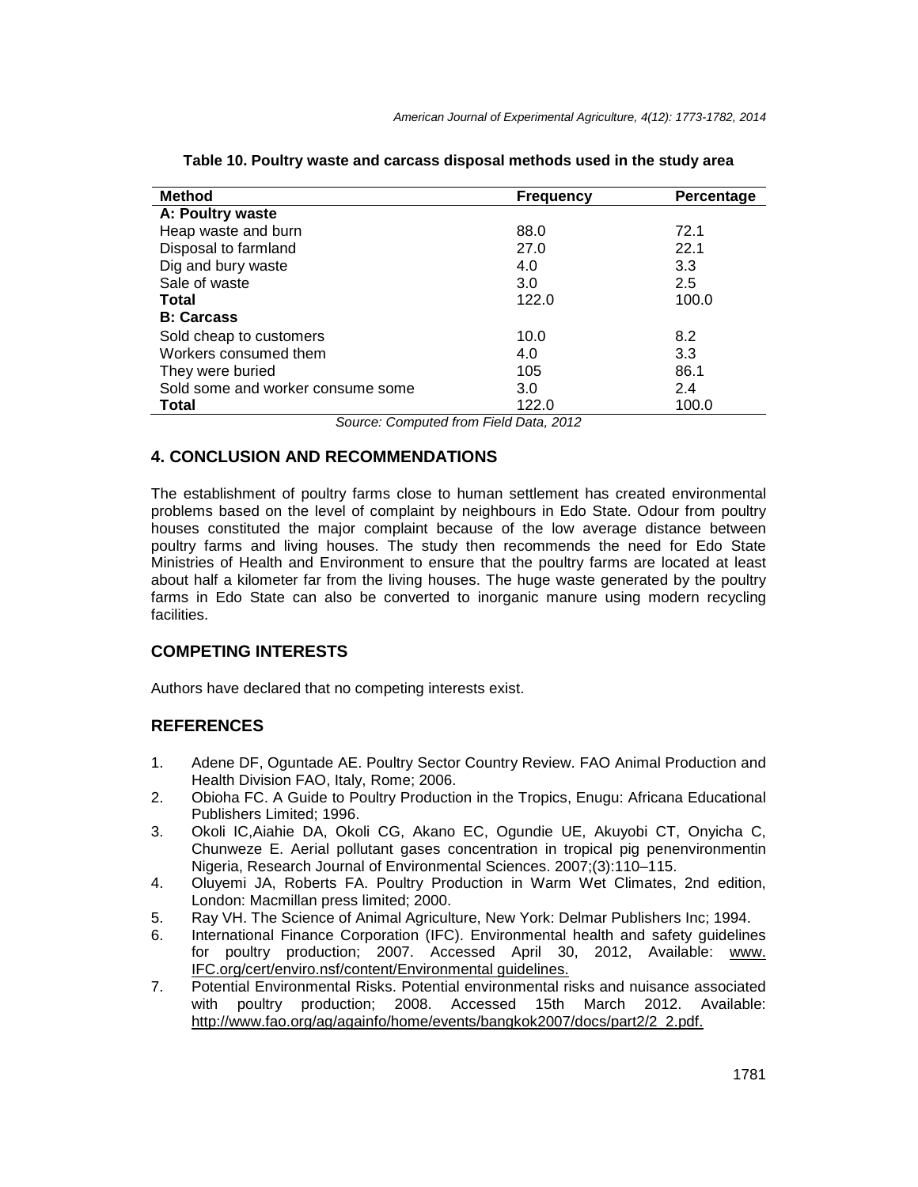**Table 10. Poultry waste and carcass disposal methods used in the study area**

| Method | Frequency | Percentage |
|---|---|---|
| **A: Poultry waste** | | |
| Heap waste and burn | 88.0 | 72.1 |
| Disposal to farmland | 27.0 | 22.1 |
| Dig and bury waste | 4.0 | 3.3 |
| Sale of waste | 3.0 | 2.5 |
| **Total** | 122.0 | 100.0 |
| **B: Carcass** | | |
| Sold cheap to customers | 10.0 | 8.2 |
| Workers consumed them | 4.0 | 3.3 |
| They were buried | 105 | 86.1 |
| Sold some and worker consume some | 3.0 | 2.4 |
| **Total** | 122.0 | 100.0 |

*Source: Computed from Field Data, 2012*

## 4. CONCLUSION AND RECOMMENDATIONS

The establishment of poultry farms close to human settlement has created environmental problems based on the level of complaint by neighbours in Edo State. Odour from poultry houses constituted the major complaint because of the low average distance between poultry farms and living houses. The study then recommends the need for Edo State Ministries of Health and Environment to ensure that the poultry farms are located at least about half a kilometer far from the living houses. The huge waste generated by the poultry farms in Edo State can also be converted to inorganic manure using modern recycling facilities.

## COMPETING INTERESTS

Authors have declared that no competing interests exist.

## REFERENCES

1. Adene DF, Oguntade AE. Poultry Sector Country Review. FAO Animal Production and Health Division FAO, Italy, Rome; 2006.
2. Obioha FC. A Guide to Poultry Production in the Tropics, Enugu: Africana Educational Publishers Limited; 1996.
3. Okoli IC,Aiahie DA, Okoli CG, Akano EC, Ogundie UE, Akuyobi CT, Onyicha C, Chunweze E. Aerial pollutant gases concentration in tropical pig penenvironmentin Nigeria, Research Journal of Environmental Sciences. 2007;(3):110–115.
4. Oluyemi JA, Roberts FA. Poultry Production in Warm Wet Climates, 2nd edition, London: Macmillan press limited; 2000.
5. Ray VH. The Science of Animal Agriculture, New York: Delmar Publishers Inc; 1994.
6. International Finance Corporation (IFC). Environmental health and safety guidelines for poultry production; 2007. Accessed April 30, 2012, Available: www. IFC.org/cert/enviro.nsf/content/Environmental guidelines.
7. Potential Environmental Risks. Potential environmental risks and nuisance associated with poultry production; 2008. Accessed 15th March 2012. Available: http://www.fao.org/ag/againfo/home/events/bangkok2007/docs/part2/2_2.pdf.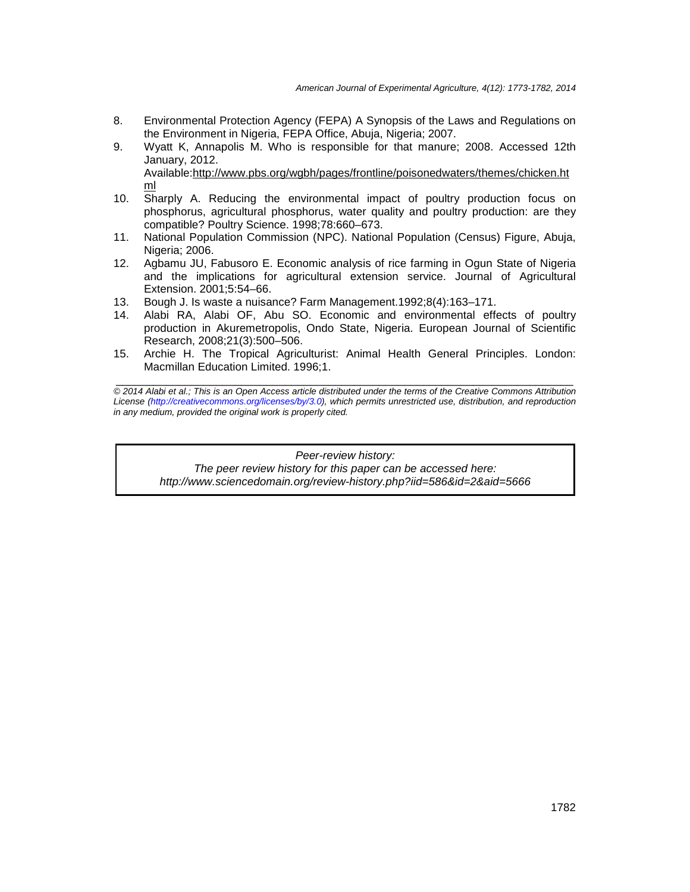8. Environmental Protection Agency (FEPA) A Synopsis of the Laws and Regulations on the Environment in Nigeria, FEPA Office, Abuja, Nigeria; 2007.
9. Wyatt K, Annapolis M. Who is responsible for that manure; 2008. Accessed 12th January, 2012. Available:http://www.pbs.org/wgbh/pages/frontline/poisonedwaters/themes/chicken.html
10. Sharply A. Reducing the environmental impact of poultry production focus on phosphorus, agricultural phosphorus, water quality and poultry production: are they compatible? Poultry Science. 1998;78:660–673.
11. National Population Commission (NPC). National Population (Census) Figure, Abuja, Nigeria; 2006.
12. Agbamu JU, Fabusoro E. Economic analysis of rice farming in Ogun State of Nigeria and the implications for agricultural extension service. Journal of Agricultural Extension. 2001;5:54–66.
13. Bough J. Is waste a nuisance? Farm Management.1992;8(4):163–171.
14. Alabi RA, Alabi OF, Abu SO. Economic and environmental effects of poultry production in Akuremetropolis, Ondo State, Nigeria. European Journal of Scientific Research, 2008;21(3):500–506.
15. Archie H. The Tropical Agriculturist: Animal Health General Principles. London: Macmillan Education Limited. 1996;1.

---

*© 2014 Alabi et al.; This is an Open Access article distributed under the terms of the Creative Commons Attribution License (http://creativecommons.org/licenses/by/3.0), which permits unrestricted use, distribution, and reproduction in any medium, provided the original work is properly cited.*

*Peer-review history:*
*The peer review history for this paper can be accessed here:*
*http://www.sciencedomain.org/review-history.php?iid=586&id=2&aid=5666*